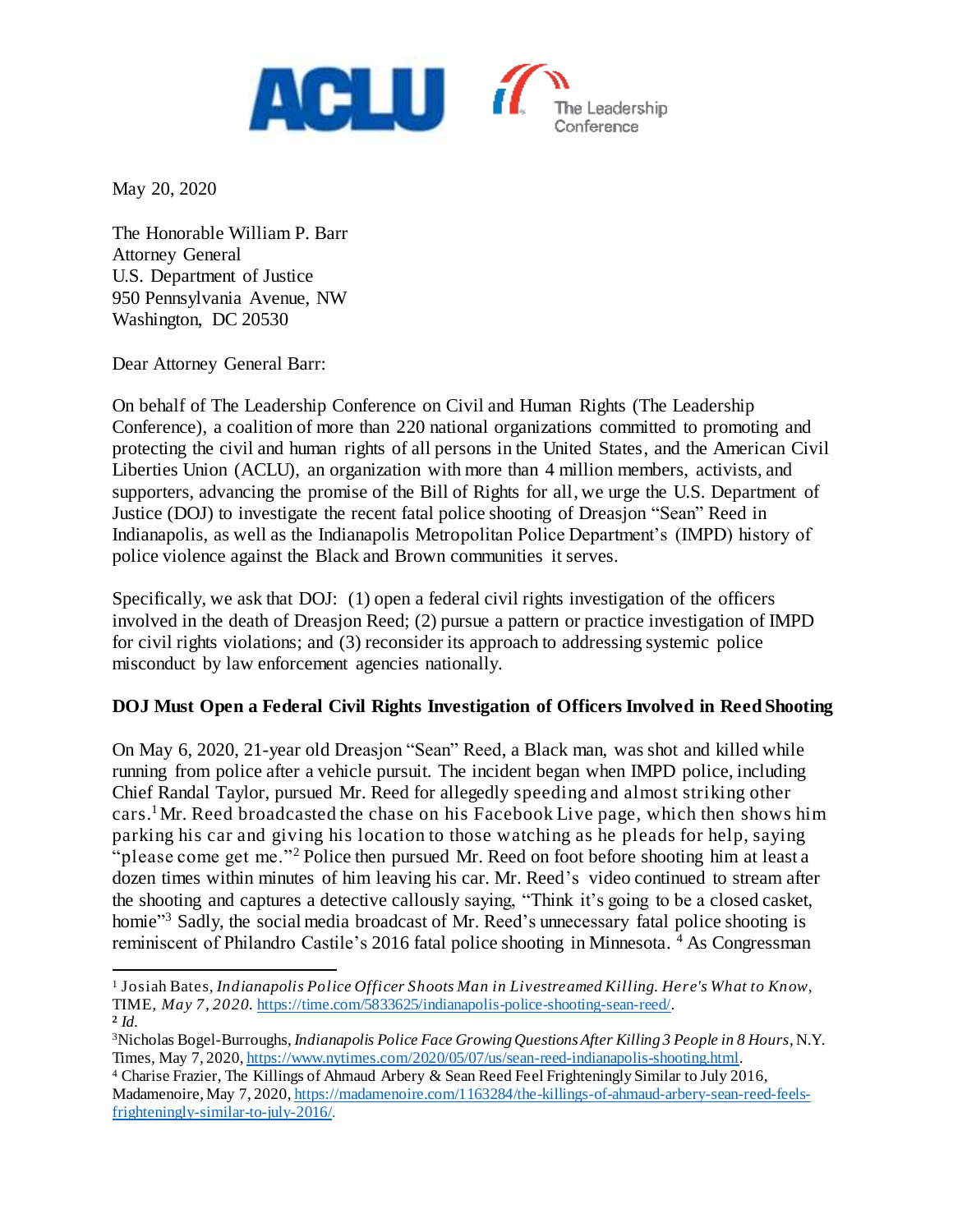ACLU The Leadership Conference

May 20, 2020

The Honorable William P. Barr
Attorney General
U.S. Department of Justice
950 Pennsylvania Avenue, NW
Washington, DC 20530

Dear Attorney General Barr:

On behalf of The Leadership Conference on Civil and Human Rights (The Leadership Conference), a coalition of more than 220 national organizations committed to promoting and protecting the civil and human rights of all persons in the United States, and the American Civil Liberties Union (ACLU), an organization with more than 4 million members, activists, and supporters, advancing the promise of the Bill of Rights for all, we urge the U.S. Department of Justice (DOJ) to investigate the recent fatal police shooting of Dreasjon "Sean" Reed in Indianapolis, as well as the Indianapolis Metropolitan Police Department's (IMPD) history of police violence against the Black and Brown communities it serves.

Specifically, we ask that DOJ: (1) open a federal civil rights investigation of the officers involved in the death of Dreasjon Reed; (2) pursue a pattern or practice investigation of IMPD for civil rights violations; and (3) reconsider its approach to addressing systemic police misconduct by law enforcement agencies nationally.

**DOJ Must Open a Federal Civil Rights Investigation of Officers Involved in Reed Shooting**

On May 6, 2020, 21-year old Dreasjon "Sean" Reed, a Black man, was shot and killed while running from police after a vehicle pursuit. The incident began when IMPD police, including Chief Randal Taylor, pursued Mr. Reed for allegedly speeding and almost striking other cars.[1] Mr. Reed broadcasted the chase on his Facebook Live page, which then shows him parking his car and giving his location to those watching as he pleads for help, saying "please come get me."[2] Police then pursued Mr. Reed on foot before shooting him at least a dozen times within minutes of him leaving his car. Mr. Reed's video continued to stream after the shooting and captures a detective callously saying, "Think it's going to be a closed casket, homie"[3] Sadly, the social media broadcast of Mr. Reed's unnecessary fatal police shooting is reminiscent of Philandro Castile's 2016 fatal police shooting in Minnesota. [4] As Congressman

---

[1] Josiah Bates, *Indianapolis Police Officer Shoots Man in Livestreamed Killing. Here's What to Know*, TIME, *May 7, 2020*. https://time.com/5833625/indianapolis-police-shooting-sean-reed/.

[2] *Id.*

[3] Nicholas Bogel-Burroughs, *Indianapolis Police Face Growing Questions After Killing 3 People in 8 Hours*, N.Y. Times, May 7, 2020, https://www.nytimes.com/2020/05/07/us/sean-reed-indianapolis-shooting.html.

[4] Charise Frazier, The Killings of Ahmaud Arbery & Sean Reed Feel Frighteningly Similar to July 2016, Madamenoire, May 7, 2020, https://madamenoire.com/1163284/the-killings-of-ahmaud-arbery-sean-reed-feels-frighteningly-similar-to-july-2016/.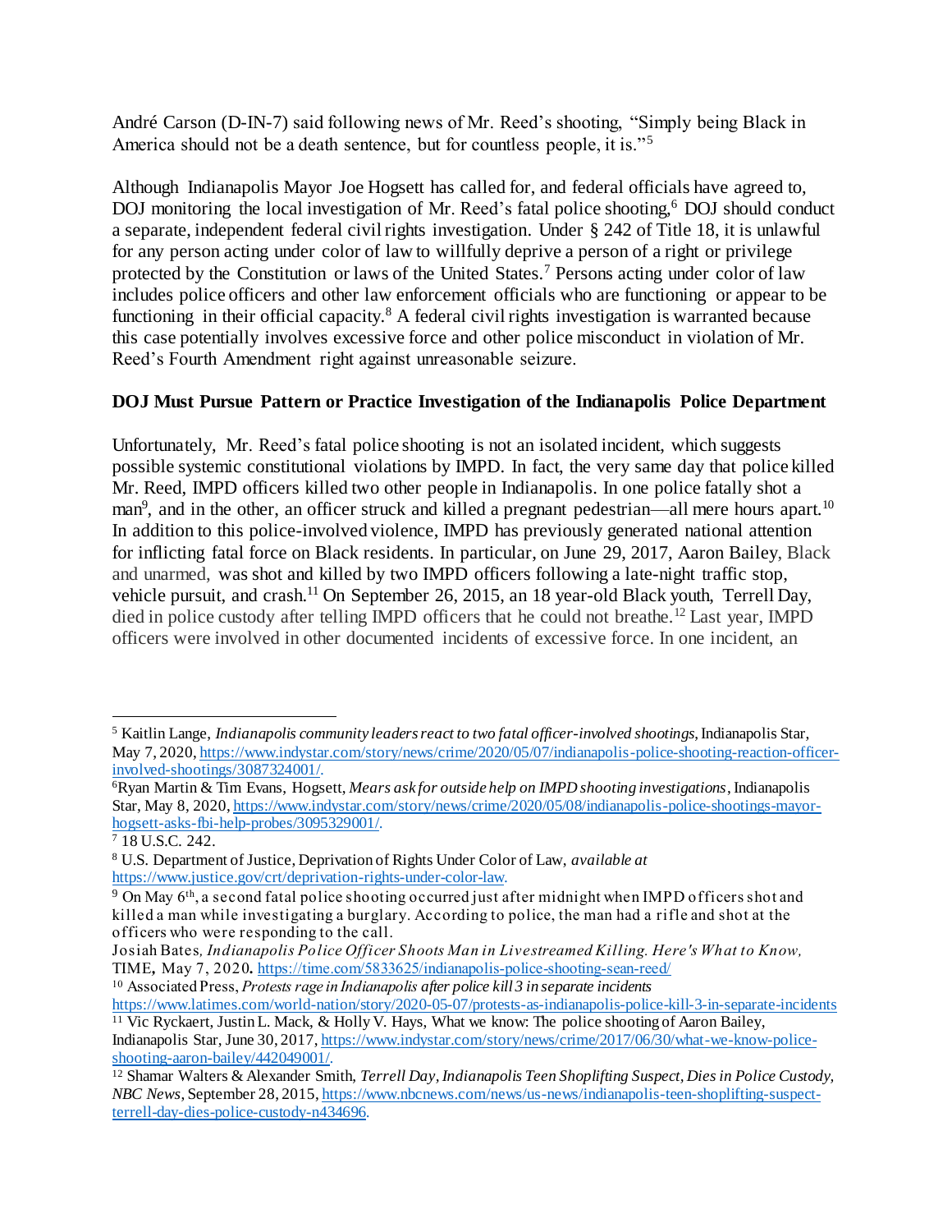André Carson (D-IN-7) said following news of Mr. Reed's shooting, "Simply being Black in America should not be a death sentence, but for countless people, it is."[5]

Although Indianapolis Mayor Joe Hogsett has called for, and federal officials have agreed to, DOJ monitoring the local investigation of Mr. Reed's fatal police shooting,[6] DOJ should conduct a separate, independent federal civil rights investigation. Under § 242 of Title 18, it is unlawful for any person acting under color of law to willfully deprive a person of a right or privilege protected by the Constitution or laws of the United States.[7] Persons acting under color of law includes police officers and other law enforcement officials who are functioning or appear to be functioning in their official capacity.[8] A federal civil rights investigation is warranted because this case potentially involves excessive force and other police misconduct in violation of Mr. Reed's Fourth Amendment right against unreasonable seizure.

**DOJ Must Pursue Pattern or Practice Investigation of the Indianapolis Police Department**

Unfortunately, Mr. Reed's fatal police shooting is not an isolated incident, which suggests possible systemic constitutional violations by IMPD. In fact, the very same day that police killed Mr. Reed, IMPD officers killed two other people in Indianapolis. In one police fatally shot a man[9], and in the other, an officer struck and killed a pregnant pedestrian—all mere hours apart.[10] In addition to this police-involved violence, IMPD has previously generated national attention for inflicting fatal force on Black residents. In particular, on June 29, 2017, Aaron Bailey, Black and unarmed, was shot and killed by two IMPD officers following a late-night traffic stop, vehicle pursuit, and crash.[11] On September 26, 2015, an 18 year-old Black youth, Terrell Day, died in police custody after telling IMPD officers that he could not breathe.[12] Last year, IMPD officers were involved in other documented incidents of excessive force. In one incident, an

---

[5] Kaitlin Lange, *Indianapolis community leaders react to two fatal officer-involved shootings*, Indianapolis Star, May 7, 2020, https://www.indystar.com/story/news/crime/2020/05/07/indianapolis-police-shooting-reaction-officer-involved-shootings/3087324001/.

[6] Ryan Martin & Tim Evans, Hogsett, *Mears ask for outside help on IMPD shooting investigations*, Indianapolis Star, May 8, 2020, https://www.indystar.com/story/news/crime/2020/05/08/indianapolis-police-shootings-mayor-hogsett-asks-fbi-help-probes/3095329001/.

[7] 18 U.S.C. 242.

[8] U.S. Department of Justice, Deprivation of Rights Under Color of Law, *available at* https://www.justice.gov/crt/deprivation-rights-under-color-law.

[9] On May 6th, a second fatal police shooting occurred just after midnight when IMPD officers shot and killed a man while investigating a burglary. According to police, the man had a rifle and shot at the officers who were responding to the call.
Josiah Bates, *Indianapolis Police Officer Shoots Man in Livestreamed Killing. Here's What to Know,* TIME**,** May 7, 2020**.** https://time.com/5833625/indianapolis-police-shooting-sean-reed/

[10] Associated Press, *Protests rage in Indianapolis after police kill 3 in separate incidents* https://www.latimes.com/world-nation/story/2020-05-07/protests-as-indianapolis-police-kill-3-in-separate-incidents

[11] Vic Ryckaert, Justin L. Mack, & Holly V. Hays, What we know: The police shooting of Aaron Bailey, Indianapolis Star, June 30, 2017, https://www.indystar.com/story/news/crime/2017/06/30/what-we-know-police-shooting-aaron-bailey/442049001/.

[12] Shamar Walters & Alexander Smith, *Terrell Day, Indianapolis Teen Shoplifting Suspect, Dies in Police Custody, NBC News*, September 28, 2015, https://www.nbcnews.com/news/us-news/indianapolis-teen-shoplifting-suspect-terrell-day-dies-police-custody-n434696.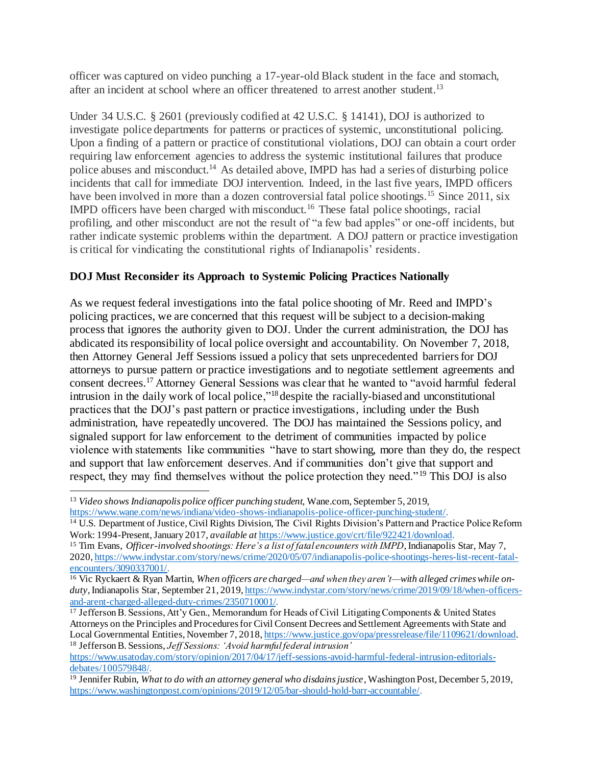officer was captured on video punching a 17-year-old Black student in the face and stomach, after an incident at school where an officer threatened to arrest another student.[13]

Under 34 U.S.C. § 2601 (previously codified at 42 U.S.C. § 14141), DOJ is authorized to investigate police departments for patterns or practices of systemic, unconstitutional policing. Upon a finding of a pattern or practice of constitutional violations, DOJ can obtain a court order requiring law enforcement agencies to address the systemic institutional failures that produce police abuses and misconduct.[14] As detailed above, IMPD has had a series of disturbing police incidents that call for immediate DOJ intervention. Indeed, in the last five years, IMPD officers have been involved in more than a dozen controversial fatal police shootings.[15] Since 2011, six IMPD officers have been charged with misconduct.[16] These fatal police shootings, racial profiling, and other misconduct are not the result of "a few bad apples" or one-off incidents, but rather indicate systemic problems within the department. A DOJ pattern or practice investigation is critical for vindicating the constitutional rights of Indianapolis' residents.

**DOJ Must Reconsider its Approach to Systemic Policing Practices Nationally**

As we request federal investigations into the fatal police shooting of Mr. Reed and IMPD's policing practices, we are concerned that this request will be subject to a decision-making process that ignores the authority given to DOJ. Under the current administration, the DOJ has abdicated its responsibility of local police oversight and accountability. On November 7, 2018, then Attorney General Jeff Sessions issued a policy that sets unprecedented barriers for DOJ attorneys to pursue pattern or practice investigations and to negotiate settlement agreements and consent decrees.[17] Attorney General Sessions was clear that he wanted to "avoid harmful federal intrusion in the daily work of local police,"[18] despite the racially-biased and unconstitutional practices that the DOJ's past pattern or practice investigations, including under the Bush administration, have repeatedly uncovered. The DOJ has maintained the Sessions policy, and signaled support for law enforcement to the detriment of communities impacted by police violence with statements like communities "have to start showing, more than they do, the respect and support that law enforcement deserves. And if communities don't give that support and respect, they may find themselves without the police protection they need."[19] This DOJ is also

---

[13] *Video shows Indianapolis police officer punching student,* Wane.com, September 5, 2019, https://www.wane.com/news/indiana/video-shows-indianapolis-police-officer-punching-student/.

[14] U.S. Department of Justice, Civil Rights Division, The Civil Rights Division's Pattern and Practice Police Reform Work: 1994-Present, January 2017, *available at* https://www.justice.gov/crt/file/922421/download.

[15] Tim Evans, *Officer-involved shootings: Here's a list of fatal encounters with IMPD*, Indianapolis Star, May 7, 2020, https://www.indystar.com/story/news/crime/2020/05/07/indianapolis-police-shootings-heres-list-recent-fatal-encounters/3090337001/.

[16] Vic Ryckaert & Ryan Martin, *When officers are charged—and when they aren't—with alleged crimes while on-duty*, Indianapolis Star, September 21, 2019, https://www.indystar.com/story/news/crime/2019/09/18/when-officers-and-arent-charged-alleged-duty-crimes/2350710001/.

[17] Jefferson B. Sessions, Att'y Gen., Memorandum for Heads of Civil Litigating Components & United States Attorneys on the Principles and Procedures for Civil Consent Decrees and Settlement Agreements with State and Local Governmental Entities, November 7, 2018, https://www.justice.gov/opa/pressrelease/file/1109621/download.

[18] Jefferson B. Sessions, *Jeff Sessions: 'Avoid harmful federal intrusion'* https://www.usatoday.com/story/opinion/2017/04/17/jeff-sessions-avoid-harmful-federal-intrusion-editorials-debates/100579848/.

[19] Jennifer Rubin, *What to do with an attorney general who disdains justice*, Washington Post, December 5, 2019, https://www.washingtonpost.com/opinions/2019/12/05/bar-should-hold-barr-accountable/.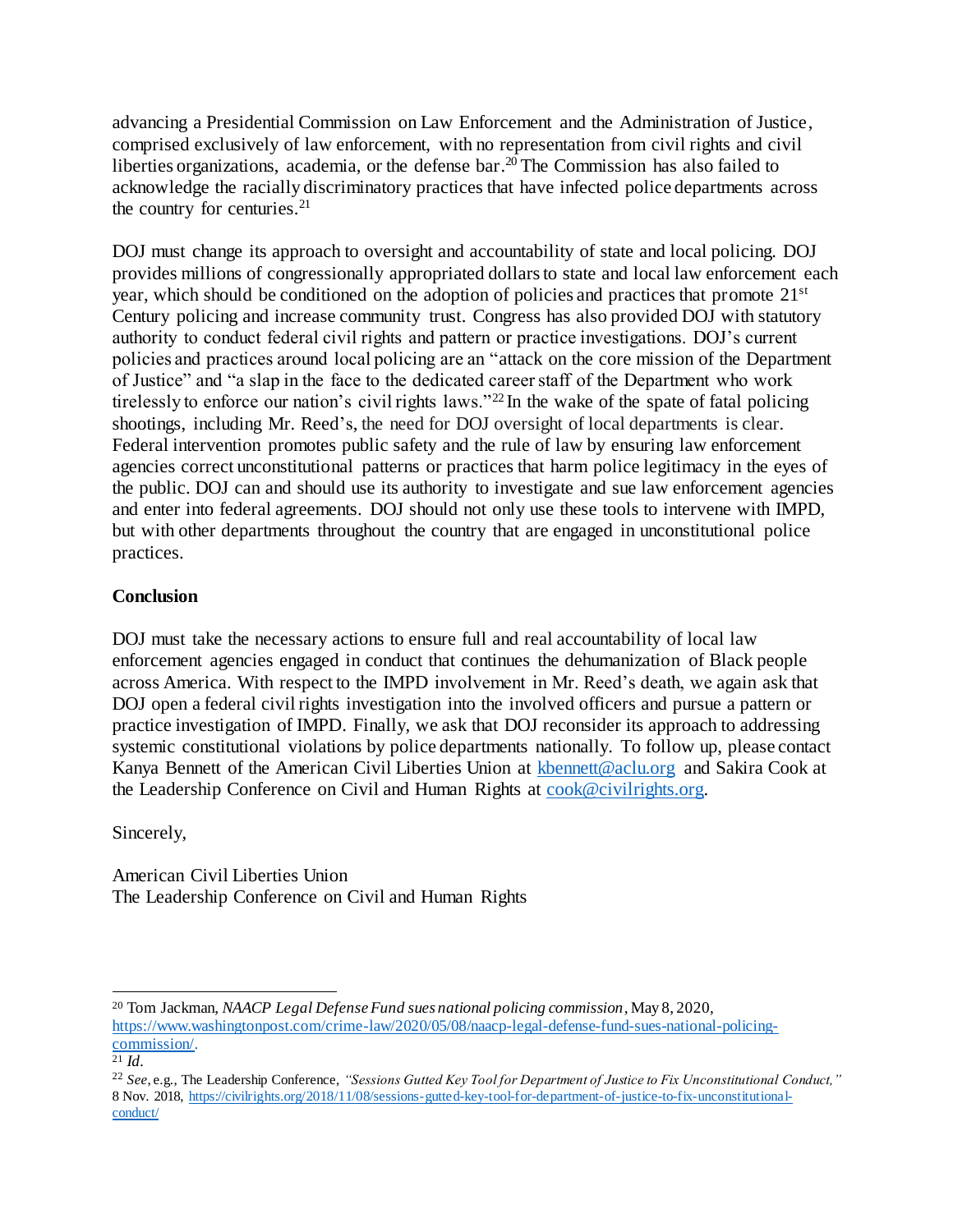advancing a Presidential Commission on Law Enforcement and the Administration of Justice, comprised exclusively of law enforcement, with no representation from civil rights and civil liberties organizations, academia, or the defense bar.[20] The Commission has also failed to acknowledge the racially discriminatory practices that have infected police departments across the country for centuries.[21]

DOJ must change its approach to oversight and accountability of state and local policing. DOJ provides millions of congressionally appropriated dollars to state and local law enforcement each year, which should be conditioned on the adoption of policies and practices that promote 21st Century policing and increase community trust. Congress has also provided DOJ with statutory authority to conduct federal civil rights and pattern or practice investigations. DOJ's current policies and practices around local policing are an "attack on the core mission of the Department of Justice" and "a slap in the face to the dedicated career staff of the Department who work tirelessly to enforce our nation's civil rights laws."[22] In the wake of the spate of fatal policing shootings, including Mr. Reed's, the need for DOJ oversight of local departments is clear. Federal intervention promotes public safety and the rule of law by ensuring law enforcement agencies correct unconstitutional patterns or practices that harm police legitimacy in the eyes of the public. DOJ can and should use its authority to investigate and sue law enforcement agencies and enter into federal agreements. DOJ should not only use these tools to intervene with IMPD, but with other departments throughout the country that are engaged in unconstitutional police practices.

**Conclusion**

DOJ must take the necessary actions to ensure full and real accountability of local law enforcement agencies engaged in conduct that continues the dehumanization of Black people across America. With respect to the IMPD involvement in Mr. Reed's death, we again ask that DOJ open a federal civil rights investigation into the involved officers and pursue a pattern or practice investigation of IMPD. Finally, we ask that DOJ reconsider its approach to addressing systemic constitutional violations by police departments nationally. To follow up, please contact Kanya Bennett of the American Civil Liberties Union at kbennett@aclu.org and Sakira Cook at the Leadership Conference on Civil and Human Rights at cook@civilrights.org.

Sincerely,

American Civil Liberties Union
The Leadership Conference on Civil and Human Rights

---

[20] Tom Jackman, *NAACP Legal Defense Fund sues national policing commission*, May 8, 2020, https://www.washingtonpost.com/crime-law/2020/05/08/naacp-legal-defense-fund-sues-national-policing-commission/.

[21] *Id.*

[22] *See*, e.g., The Leadership Conference, *"Sessions Gutted Key Tool for Department of Justice to Fix Unconstitutional Conduct,"* 8 Nov. 2018, https://civilrights.org/2018/11/08/sessions-gutted-key-tool-for-department-of-justice-to-fix-unconstitutional-conduct/